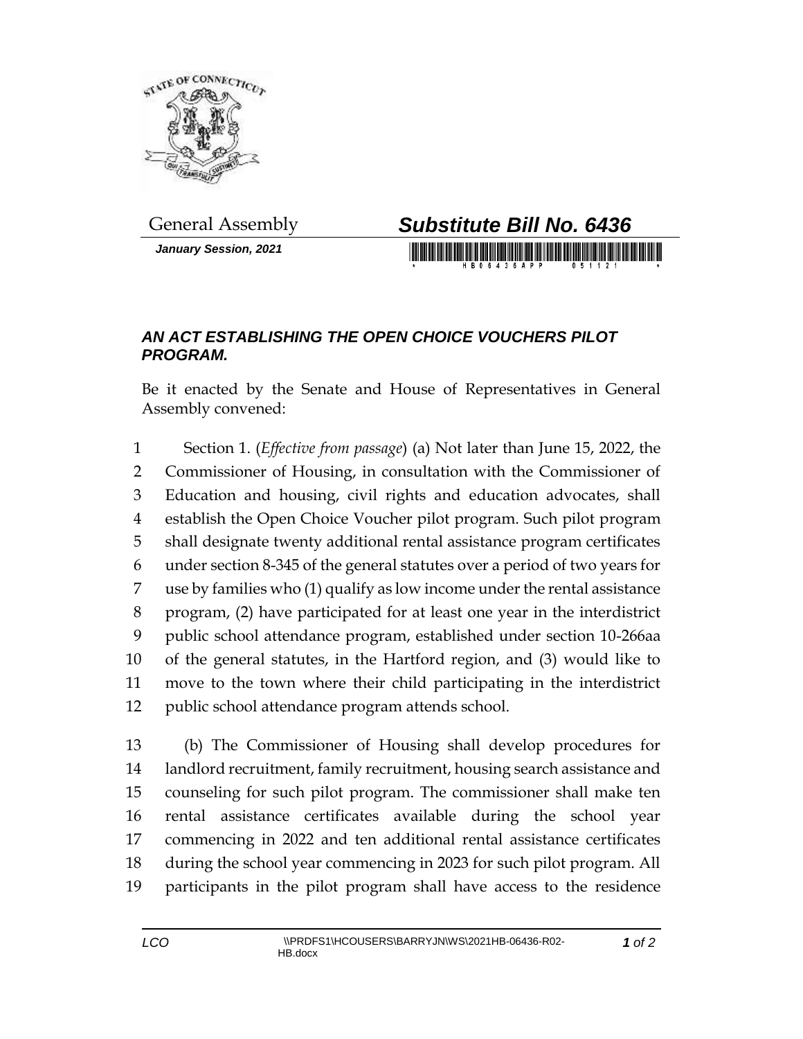General Assembly

# *Substitute Bill No. 6436*

***January Session, 2021***

## *AN ACT ESTABLISHING THE OPEN CHOICE VOUCHERS PILOT PROGRAM.*

Be it enacted by the Senate and House of Representatives in General Assembly convened:

1 Section 1. (*Effective from passage*) (a) Not later than June 15, 2022, the
2 Commissioner of Housing, in consultation with the Commissioner of
3 Education and housing, civil rights and education advocates, shall
4 establish the Open Choice Voucher pilot program. Such pilot program
5 shall designate twenty additional rental assistance program certificates
6 under section 8-345 of the general statutes over a period of two years for
7 use by families who (1) qualify as low income under the rental assistance
8 program, (2) have participated for at least one year in the interdistrict
9 public school attendance program, established under section 10-266aa
10 of the general statutes, in the Hartford region, and (3) would like to
11 move to the town where their child participating in the interdistrict
12 public school attendance program attends school.

13 (b) The Commissioner of Housing shall develop procedures for
14 landlord recruitment, family recruitment, housing search assistance and
15 counseling for such pilot program. The commissioner shall make ten
16 rental assistance certificates available during the school year
17 commencing in 2022 and ten additional rental assistance certificates
18 during the school year commencing in 2023 for such pilot program. All
19 participants in the pilot program shall have access to the residence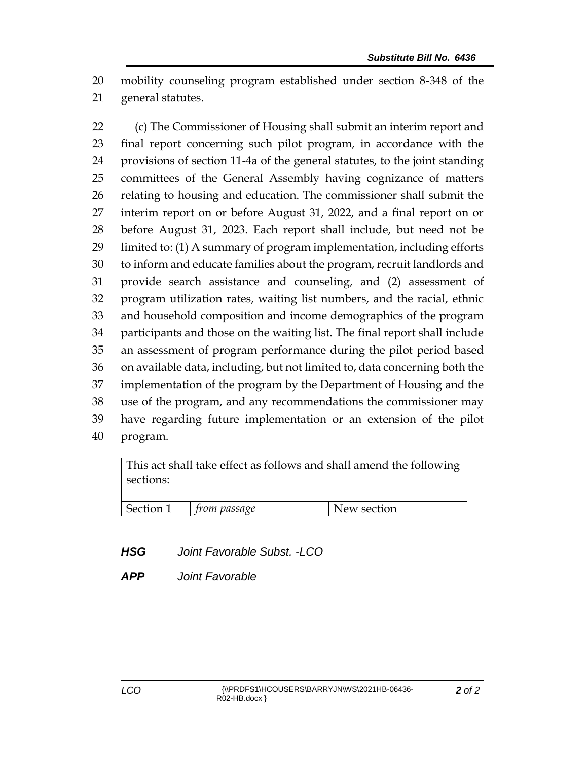mobility counseling program established under section 8-348 of the general statutes.

(c) The Commissioner of Housing shall submit an interim report and final report concerning such pilot program, in accordance with the provisions of section 11-4a of the general statutes, to the joint standing committees of the General Assembly having cognizance of matters relating to housing and education. The commissioner shall submit the interim report on or before August 31, 2022, and a final report on or before August 31, 2023. Each report shall include, but need not be limited to: (1) A summary of program implementation, including efforts to inform and educate families about the program, recruit landlords and provide search assistance and counseling, and (2) assessment of program utilization rates, waiting list numbers, and the racial, ethnic and household composition and income demographics of the program participants and those on the waiting list. The final report shall include an assessment of program performance during the pilot period based on available data, including, but not limited to, data concerning both the implementation of the program by the Department of Housing and the use of the program, and any recommendations the commissioner may have regarding future implementation or an extension of the pilot program.

| This act shall take effect as follows and shall amend the following sections: | | |
|---|---|---|
| Section 1 | *from passage* | New section |

***HSG*** *Joint Favorable Subst. -LCO*

***APP*** *Joint Favorable*